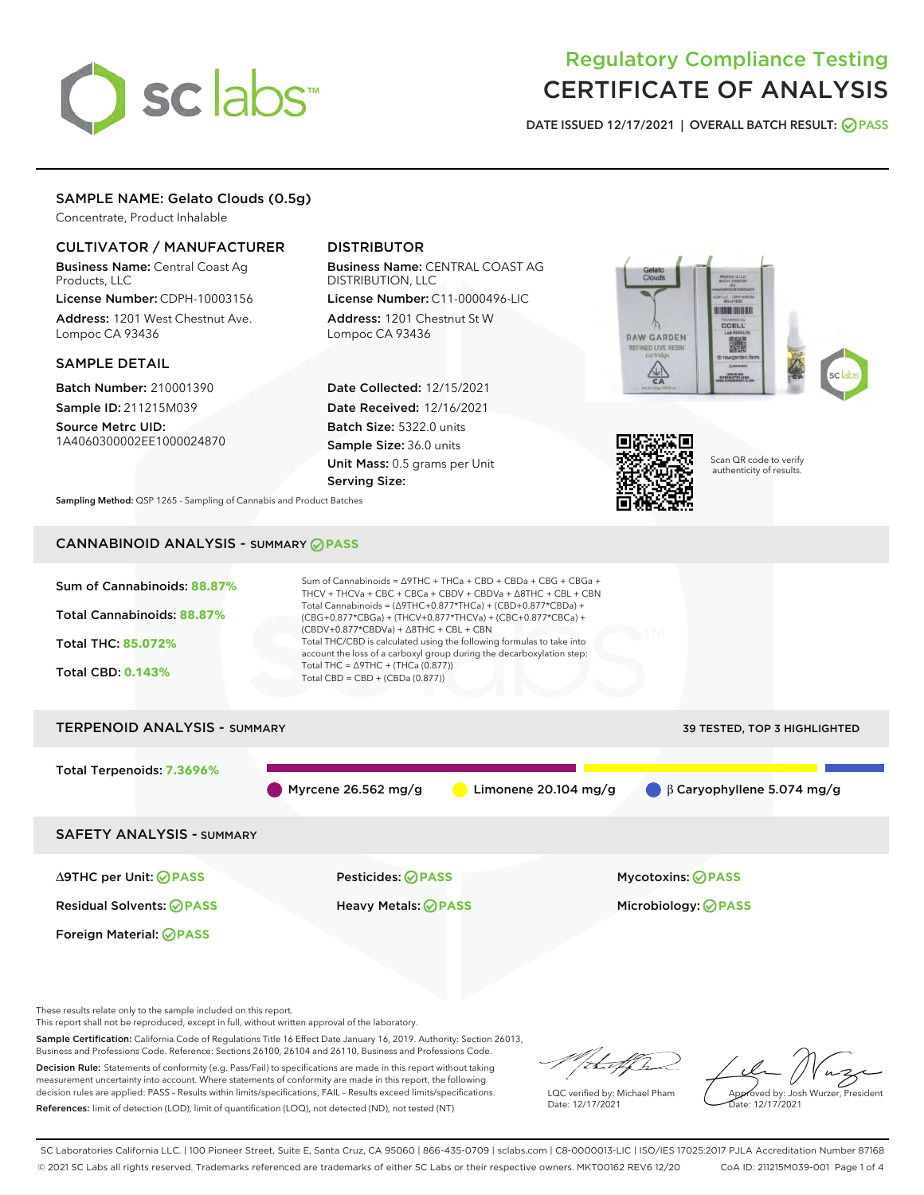# Regulatory Compliance Testing
# CERTIFICATE OF ANALYSIS

DATE ISSUED 12/17/2021 | OVERALL BATCH RESULT: PASS

## SAMPLE NAME: Gelato Clouds (0.5g)

Concentrate, Product Inhalable

### CULTIVATOR / MANUFACTURER

**Business Name:** Central Coast Ag Products, LLC

**License Number:** CDPH-10003156

**Address:** 1201 West Chestnut Ave. Lompoc CA 93436

### DISTRIBUTOR

**Business Name:** CENTRAL COAST AG DISTRIBUTION, LLC

**License Number:** C11-0000496-LIC

**Address:** 1201 Chestnut St W Lompoc CA 93436

### SAMPLE DETAIL

**Batch Number:** 210001390

**Sample ID:** 211215M039

**Source Metrc UID:** 1A4060300002EE1000024870

**Date Collected:** 12/15/2021

**Date Received:** 12/16/2021

**Batch Size:** 5322.0 units

**Sample Size:** 36.0 units

**Unit Mass:** 0.5 grams per Unit

**Serving Size:**

**Sampling Method:** QSP 1265 - Sampling of Cannabis and Product Batches

Scan QR code to verify authenticity of results.

## CANNABINOID ANALYSIS - SUMMARY PASS

**Sum of Cannabinoids:** 88.87%

**Total Cannabinoids:** 88.87%

**Total THC:** 85.072%

**Total CBD:** 0.143%

Sum of Cannabinoids = Δ9THC + THCa + CBD + CBDa + CBG + CBGa + THCV + THCVa + CBC + CBCa + CBDV + CBDVa + Δ8THC + CBL + CBN

Total Cannabinoids = (Δ9THC+0.877*THCa) + (CBD+0.877*CBDa) + (CBG+0.877*CBGa) + (THCV+0.877*THCVa) + (CBC+0.877*CBCa) + (CBDV+0.877*CBDVa) + Δ8THC + CBL + CBN

Total THC/CBD is calculated using the following formulas to take into account the loss of a carboxyl group during the decarboxylation step:

Total THC = Δ9THC + (THCa (0.877))

Total CBD = CBD + (CBDa (0.877))

## TERPENOID ANALYSIS - SUMMARY

39 TESTED, TOP 3 HIGHLIGHTED

**Total Terpenoids:** 7.3696%

- Myrcene 26.562 mg/g
- Limonene 20.104 mg/g
- β Caryophyllene 5.074 mg/g

## SAFETY ANALYSIS - SUMMARY

| | | |
|---|---|---|
| Δ9THC per Unit: PASS | Pesticides: PASS | Mycotoxins: PASS |
| Residual Solvents: PASS | Heavy Metals: PASS | Microbiology: PASS |
| Foreign Material: PASS | | |

These results relate only to the sample included on this report.
This report shall not be reproduced, except in full, without written approval of the laboratory.

**Sample Certification:** California Code of Regulations Title 16 Effect Date January 16, 2019. Authority: Section 26013, Business and Professions Code. Reference: Sections 26100, 26104 and 26110, Business and Professions Code.

**Decision Rule:** Statements of conformity (e.g. Pass/Fail) to specifications are made in this report without taking measurement uncertainty into account. Where statements of conformity are made in this report, the following decision rules are applied: PASS – Results within limits/specifications, FAIL – Results exceed limits/specifications.

**References:** limit of detection (LOD), limit of quantification (LOQ), not detected (ND), not tested (NT)

LQC verified by: Michael Pham
Date: 12/17/2021

Approved by: Josh Wurzer, President
Date: 12/17/2021

SC Laboratories California LLC. | 100 Pioneer Street, Suite E, Santa Cruz, CA 95060 | 866-435-0709 | sclabs.com | C8-0000013-LIC | ISO/IES 17025:2017 PJLA Accreditation Number 87168
© 2021 SC Labs all rights reserved. Trademarks referenced are trademarks of either SC Labs or their respective owners. MKT00162 REV6 12/20 CoA ID: 211215M039-001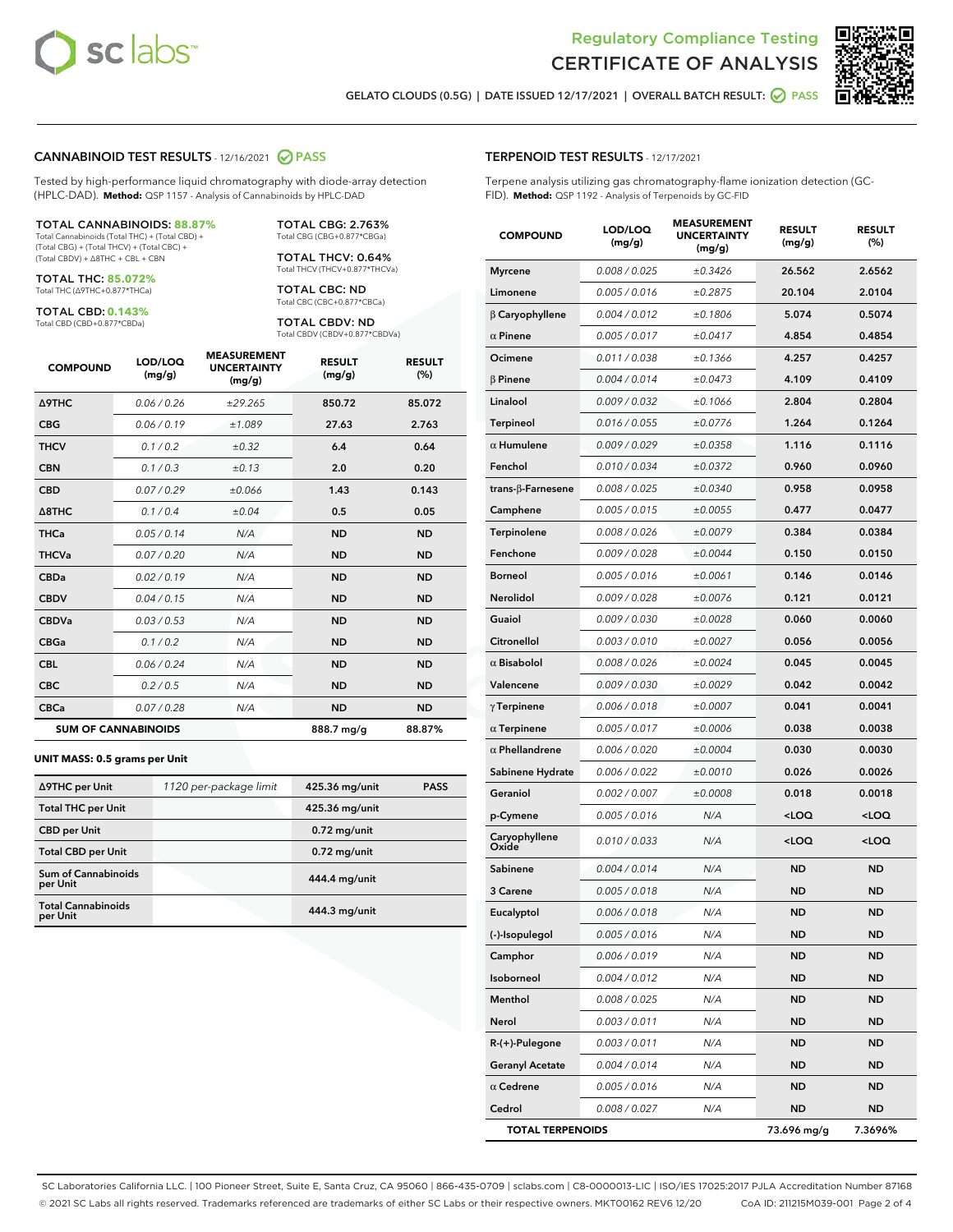# Regulatory Compliance Testing
# CERTIFICATE OF ANALYSIS

GELATO CLOUDS (0.5G) | DATE ISSUED 12/17/2021 | OVERALL BATCH RESULT: PASS

## CANNABINOID TEST RESULTS - 12/16/2021 PASS

Tested by high-performance liquid chromatography with diode-array detection (HPLC-DAD). **Method:** QSP 1157 - Analysis of Cannabinoids by HPLC-DAD

**TOTAL CANNABINOIDS: 88.87%**
Total Cannabinoids (Total THC) + (Total CBD) + (Total CBG) + (Total THCV) + (Total CBC) + (Total CBDV) + Δ8THC + CBL + CBN

**TOTAL THC: 85.072%**
Total THC (Δ9THC+0.877*THCa)

**TOTAL CBD: 0.143%**
Total CBD (CBD+0.877*CBDa)

**TOTAL CBG: 2.763%**
Total CBG (CBG+0.877*CBGa)

**TOTAL THCV: 0.64%**
Total THCV (THCV+0.877*THCVa)

**TOTAL CBC: ND**
Total CBC (CBC+0.877*CBCa)

**TOTAL CBDV: ND**
Total CBDV (CBDV+0.877*CBDVa)

| COMPOUND | LOD/LOQ (mg/g) | MEASUREMENT UNCERTAINTY (mg/g) | RESULT (mg/g) | RESULT (%) |
|---|---|---|---|---|
| Δ9THC | 0.06 / 0.26 | ±29.265 | 850.72 | 85.072 |
| CBG | 0.06 / 0.19 | ±1.089 | 27.63 | 2.763 |
| THCV | 0.1 / 0.2 | ±0.32 | 6.4 | 0.64 |
| CBN | 0.1 / 0.3 | ±0.13 | 2.0 | 0.20 |
| CBD | 0.07 / 0.29 | ±0.066 | 1.43 | 0.143 |
| Δ8THC | 0.1 / 0.4 | ±0.04 | 0.5 | 0.05 |
| THCa | 0.05 / 0.14 | N/A | ND | ND |
| THCVa | 0.07 / 0.20 | N/A | ND | ND |
| CBDa | 0.02 / 0.19 | N/A | ND | ND |
| CBDV | 0.04 / 0.15 | N/A | ND | ND |
| CBDVa | 0.03 / 0.53 | N/A | ND | ND |
| CBGa | 0.1 / 0.2 | N/A | ND | ND |
| CBL | 0.06 / 0.24 | N/A | ND | ND |
| CBC | 0.2 / 0.5 | N/A | ND | ND |
| CBCa | 0.07 / 0.28 | N/A | ND | ND |
| **SUM OF CANNABINOIDS** | | | 888.7 mg/g | 88.87% |

### UNIT MASS: 0.5 grams per Unit

| | | | |
|---|---|---|---|
| Δ9THC per Unit | 1120 per-package limit | 425.36 mg/unit | PASS |
| Total THC per Unit | | 425.36 mg/unit | |
| CBD per Unit | | 0.72 mg/unit | |
| Total CBD per Unit | | 0.72 mg/unit | |
| Sum of Cannabinoids per Unit | | 444.4 mg/unit | |
| Total Cannabinoids per Unit | | 444.3 mg/unit | |

## TERPENOID TEST RESULTS - 12/17/2021

Terpene analysis utilizing gas chromatography-flame ionization detection (GC-FID). **Method:** QSP 1192 - Analysis of Terpenoids by GC-FID

| COMPOUND | LOD/LOQ (mg/g) | MEASUREMENT UNCERTAINTY (mg/g) | RESULT (mg/g) | RESULT (%) |
|---|---|---|---|---|
| Myrcene | 0.008 / 0.025 | ±0.3426 | 26.562 | 2.6562 |
| Limonene | 0.005 / 0.016 | ±0.2875 | 20.104 | 2.0104 |
| β Caryophyllene | 0.004 / 0.012 | ±0.1806 | 5.074 | 0.5074 |
| α Pinene | 0.005 / 0.017 | ±0.0417 | 4.854 | 0.4854 |
| Ocimene | 0.011 / 0.038 | ±0.1366 | 4.257 | 0.4257 |
| β Pinene | 0.004 / 0.014 | ±0.0473 | 4.109 | 0.4109 |
| Linalool | 0.009 / 0.032 | ±0.1066 | 2.804 | 0.2804 |
| Terpineol | 0.016 / 0.055 | ±0.0776 | 1.264 | 0.1264 |
| α Humulene | 0.009 / 0.029 | ±0.0358 | 1.116 | 0.1116 |
| Fenchol | 0.010 / 0.034 | ±0.0372 | 0.960 | 0.0960 |
| trans-β-Farnesene | 0.008 / 0.025 | ±0.0340 | 0.958 | 0.0958 |
| Camphene | 0.005 / 0.015 | ±0.0055 | 0.477 | 0.0477 |
| Terpinolene | 0.008 / 0.026 | ±0.0079 | 0.384 | 0.0384 |
| Fenchone | 0.009 / 0.028 | ±0.0044 | 0.150 | 0.0150 |
| Borneol | 0.005 / 0.016 | ±0.0061 | 0.146 | 0.0146 |
| Nerolidol | 0.009 / 0.028 | ±0.0076 | 0.121 | 0.0121 |
| Guaiol | 0.009 / 0.030 | ±0.0028 | 0.060 | 0.0060 |
| Citronellol | 0.003 / 0.010 | ±0.0027 | 0.056 | 0.0056 |
| α Bisabolol | 0.008 / 0.026 | ±0.0024 | 0.045 | 0.0045 |
| Valencene | 0.009 / 0.030 | ±0.0029 | 0.042 | 0.0042 |
| γ Terpinene | 0.006 / 0.018 | ±0.0007 | 0.041 | 0.0041 |
| α Terpinene | 0.005 / 0.017 | ±0.0006 | 0.038 | 0.0038 |
| α Phellandrene | 0.006 / 0.020 | ±0.0004 | 0.030 | 0.0030 |
| Sabinene Hydrate | 0.006 / 0.022 | ±0.0010 | 0.026 | 0.0026 |
| Geraniol | 0.002 / 0.007 | ±0.0008 | 0.018 | 0.0018 |
| p-Cymene | 0.005 / 0.016 | N/A | <LOQ | <LOQ |
| Caryophyllene Oxide | 0.010 / 0.033 | N/A | <LOQ | <LOQ |
| Sabinene | 0.004 / 0.014 | N/A | ND | ND |
| 3 Carene | 0.005 / 0.018 | N/A | ND | ND |
| Eucalyptol | 0.006 / 0.018 | N/A | ND | ND |
| (-)-Isopulegol | 0.005 / 0.016 | N/A | ND | ND |
| Camphor | 0.006 / 0.019 | N/A | ND | ND |
| Isoborneol | 0.004 / 0.012 | N/A | ND | ND |
| Menthol | 0.008 / 0.025 | N/A | ND | ND |
| Nerol | 0.003 / 0.011 | N/A | ND | ND |
| R-(+)-Pulegone | 0.003 / 0.011 | N/A | ND | ND |
| Geranyl Acetate | 0.004 / 0.014 | N/A | ND | ND |
| α Cedrene | 0.005 / 0.016 | N/A | ND | ND |
| Cedrol | 0.008 / 0.027 | N/A | ND | ND |
| **TOTAL TERPENOIDS** | | | 73.696 mg/g | 7.3696% |

SC Laboratories California LLC. | 100 Pioneer Street, Suite E, Santa Cruz, CA 95060 | 866-435-0709 | sclabs.com | C8-0000013-LIC | ISO/IES 17025:2017 PJLA Accreditation Number 87168
© 2021 SC Labs all rights reserved. Trademarks referenced are trademarks of either SC Labs or their respective owners. MKT00162 REV6 12/20 CoA ID: 211215M039-001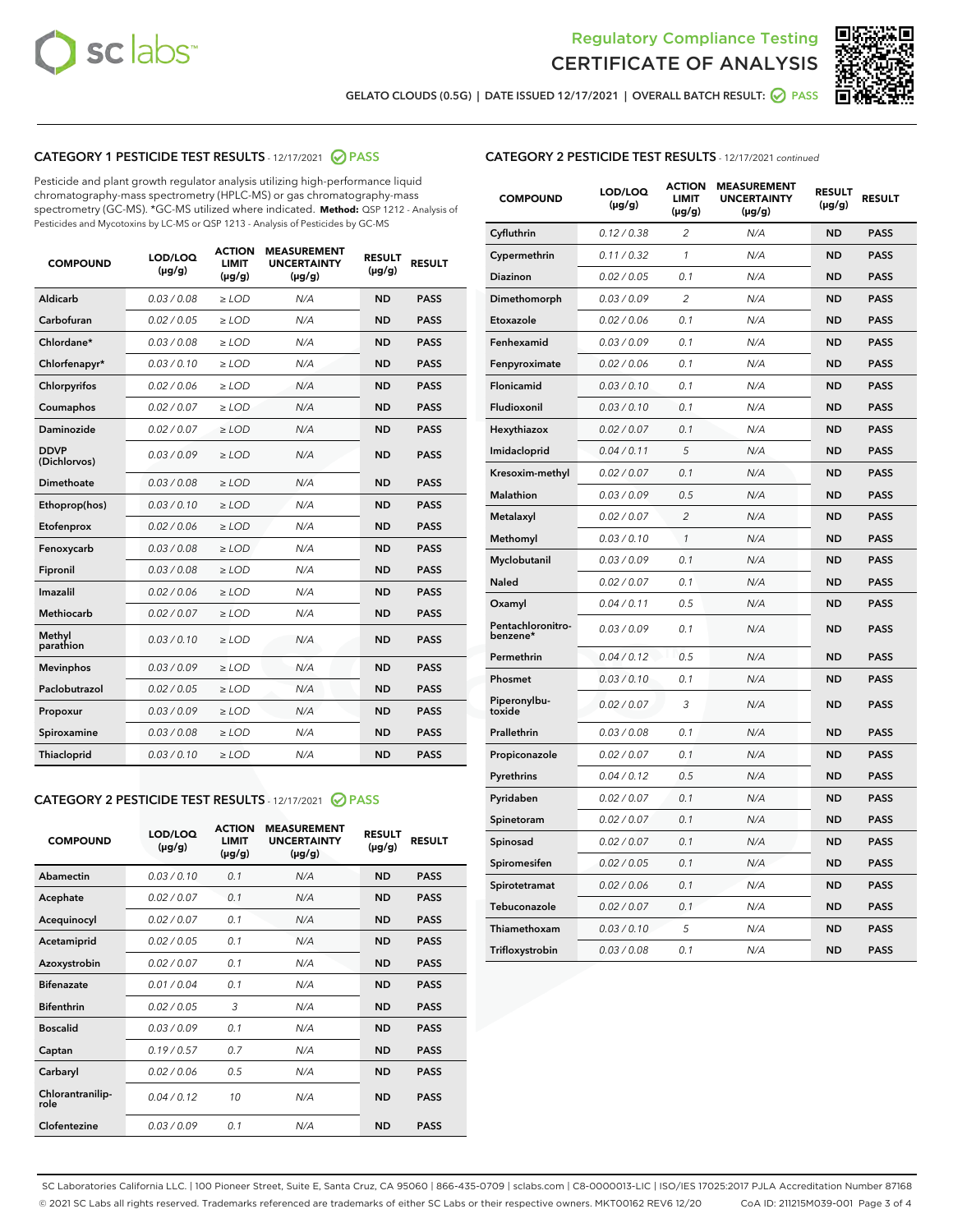Regulatory Compliance Testing

# CERTIFICATE OF ANALYSIS

GELATO CLOUDS (0.5G) | DATE ISSUED 12/17/2021 | OVERALL BATCH RESULT: PASS

## CATEGORY 1 PESTICIDE TEST RESULTS - 12/17/2021 PASS

Pesticide and plant growth regulator analysis utilizing high-performance liquid chromatography-mass spectrometry (HPLC-MS) or gas chromatography-mass spectrometry (GC-MS). *GC-MS utilized where indicated. **Method:** QSP 1212 - Analysis of Pesticides and Mycotoxins by LC-MS or QSP 1213 - Analysis of Pesticides by GC-MS

| COMPOUND | LOD/LOQ (µg/g) | ACTION LIMIT (µg/g) | MEASUREMENT UNCERTAINTY (µg/g) | RESULT (µg/g) | RESULT |
|---|---|---|---|---|---|
| Aldicarb | 0.03 / 0.08 | ≥ LOD | N/A | ND | PASS |
| Carbofuran | 0.02 / 0.05 | ≥ LOD | N/A | ND | PASS |
| Chlordane* | 0.03 / 0.08 | ≥ LOD | N/A | ND | PASS |
| Chlorfenapyr* | 0.03 / 0.10 | ≥ LOD | N/A | ND | PASS |
| Chlorpyrifos | 0.02 / 0.06 | ≥ LOD | N/A | ND | PASS |
| Coumaphos | 0.02 / 0.07 | ≥ LOD | N/A | ND | PASS |
| Daminozide | 0.02 / 0.07 | ≥ LOD | N/A | ND | PASS |
| DDVP (Dichlorvos) | 0.03 / 0.09 | ≥ LOD | N/A | ND | PASS |
| Dimethoate | 0.03 / 0.08 | ≥ LOD | N/A | ND | PASS |
| Ethoprop(hos) | 0.03 / 0.10 | ≥ LOD | N/A | ND | PASS |
| Etofenprox | 0.02 / 0.06 | ≥ LOD | N/A | ND | PASS |
| Fenoxycarb | 0.03 / 0.08 | ≥ LOD | N/A | ND | PASS |
| Fipronil | 0.03 / 0.08 | ≥ LOD | N/A | ND | PASS |
| Imazalil | 0.02 / 0.06 | ≥ LOD | N/A | ND | PASS |
| Methiocarb | 0.02 / 0.07 | ≥ LOD | N/A | ND | PASS |
| Methyl parathion | 0.03 / 0.10 | ≥ LOD | N/A | ND | PASS |
| Mevinphos | 0.03 / 0.09 | ≥ LOD | N/A | ND | PASS |
| Paclobutrazol | 0.02 / 0.05 | ≥ LOD | N/A | ND | PASS |
| Propoxur | 0.03 / 0.09 | ≥ LOD | N/A | ND | PASS |
| Spiroxamine | 0.03 / 0.08 | ≥ LOD | N/A | ND | PASS |
| Thiacloprid | 0.03 / 0.10 | ≥ LOD | N/A | ND | PASS |

## CATEGORY 2 PESTICIDE TEST RESULTS - 12/17/2021 PASS

| COMPOUND | LOD/LOQ (µg/g) | ACTION LIMIT (µg/g) | MEASUREMENT UNCERTAINTY (µg/g) | RESULT (µg/g) | RESULT |
|---|---|---|---|---|---|
| Abamectin | 0.03 / 0.10 | 0.1 | N/A | ND | PASS |
| Acephate | 0.02 / 0.07 | 0.1 | N/A | ND | PASS |
| Acequinocyl | 0.02 / 0.07 | 0.1 | N/A | ND | PASS |
| Acetamiprid | 0.02 / 0.05 | 0.1 | N/A | ND | PASS |
| Azoxystrobin | 0.02 / 0.07 | 0.1 | N/A | ND | PASS |
| Bifenazate | 0.01 / 0.04 | 0.1 | N/A | ND | PASS |
| Bifenthrin | 0.02 / 0.05 | 3 | N/A | ND | PASS |
| Boscalid | 0.03 / 0.09 | 0.1 | N/A | ND | PASS |
| Captan | 0.19 / 0.57 | 0.7 | N/A | ND | PASS |
| Carbaryl | 0.02 / 0.06 | 0.5 | N/A | ND | PASS |
| Chlorantraniliprole | 0.04 / 0.12 | 10 | N/A | ND | PASS |
| Clofentezine | 0.03 / 0.09 | 0.1 | N/A | ND | PASS |
| Cyfluthrin | 0.12 / 0.38 | 2 | N/A | ND | PASS |
| Cypermethrin | 0.11 / 0.32 | 1 | N/A | ND | PASS |
| Diazinon | 0.02 / 0.05 | 0.1 | N/A | ND | PASS |
| Dimethomorph | 0.03 / 0.09 | 2 | N/A | ND | PASS |
| Etoxazole | 0.02 / 0.06 | 0.1 | N/A | ND | PASS |
| Fenhexamid | 0.03 / 0.09 | 0.1 | N/A | ND | PASS |
| Fenpyroximate | 0.02 / 0.06 | 0.1 | N/A | ND | PASS |
| Flonicamid | 0.03 / 0.10 | 0.1 | N/A | ND | PASS |
| Fludioxonil | 0.03 / 0.10 | 0.1 | N/A | ND | PASS |
| Hexythiazox | 0.02 / 0.07 | 0.1 | N/A | ND | PASS |
| Imidacloprid | 0.04 / 0.11 | 5 | N/A | ND | PASS |
| Kresoxim-methyl | 0.02 / 0.07 | 0.1 | N/A | ND | PASS |
| Malathion | 0.03 / 0.09 | 0.5 | N/A | ND | PASS |
| Metalaxyl | 0.02 / 0.07 | 2 | N/A | ND | PASS |
| Methomyl | 0.03 / 0.10 | 1 | N/A | ND | PASS |
| Myclobutanil | 0.03 / 0.09 | 0.1 | N/A | ND | PASS |
| Naled | 0.02 / 0.07 | 0.1 | N/A | ND | PASS |
| Oxamyl | 0.04 / 0.11 | 0.5 | N/A | ND | PASS |
| Pentachloronitrobenzene* | 0.03 / 0.09 | 0.1 | N/A | ND | PASS |
| Permethrin | 0.04 / 0.12 | 0.5 | N/A | ND | PASS |
| Phosmet | 0.03 / 0.10 | 0.1 | N/A | ND | PASS |
| Piperonylbutoxide | 0.02 / 0.07 | 3 | N/A | ND | PASS |
| Prallethrin | 0.03 / 0.08 | 0.1 | N/A | ND | PASS |
| Propiconazole | 0.02 / 0.07 | 0.1 | N/A | ND | PASS |
| Pyrethrins | 0.04 / 0.12 | 0.5 | N/A | ND | PASS |
| Pyridaben | 0.02 / 0.07 | 0.1 | N/A | ND | PASS |
| Spinetoram | 0.02 / 0.07 | 0.1 | N/A | ND | PASS |
| Spinosad | 0.02 / 0.07 | 0.1 | N/A | ND | PASS |
| Spiromesifen | 0.02 / 0.05 | 0.1 | N/A | ND | PASS |
| Spirotetramat | 0.02 / 0.06 | 0.1 | N/A | ND | PASS |
| Tebuconazole | 0.02 / 0.07 | 0.1 | N/A | ND | PASS |
| Thiamethoxam | 0.03 / 0.10 | 5 | N/A | ND | PASS |
| Trifloxystrobin | 0.03 / 0.08 | 0.1 | N/A | ND | PASS |

SC Laboratories California LLC. | 100 Pioneer Street, Suite E, Santa Cruz, CA 95060 | 866-435-0709 | sclabs.com | C8-0000013-LIC | ISO/IES 17025:2017 PJLA Accreditation Number 87168
© 2021 SC Labs all rights reserved. Trademarks referenced are trademarks of either SC Labs or their respective owners. MKT00162 REV6 12/20 CoA ID: 211215M039-001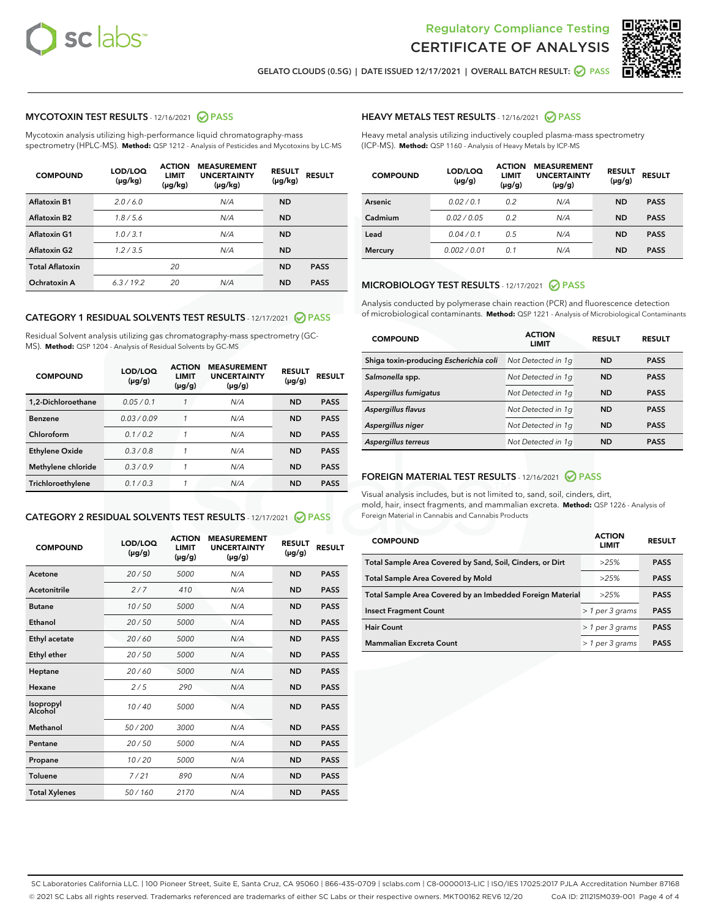Regulatory Compliance Testing
# CERTIFICATE OF ANALYSIS

GELATO CLOUDS (0.5G) | DATE ISSUED 12/17/2021 | OVERALL BATCH RESULT: PASS

## MYCOTOXIN TEST RESULTS - 12/16/2021 PASS

Mycotoxin analysis utilizing high-performance liquid chromatography-mass spectrometry (HPLC-MS). **Method:** QSP 1212 - Analysis of Pesticides and Mycotoxins by LC-MS

| COMPOUND | LOD/LOQ (µg/kg) | ACTION LIMIT (µg/kg) | MEASUREMENT UNCERTAINTY (µg/kg) | RESULT (µg/kg) | RESULT |
|---|---|---|---|---|---|
| Aflatoxin B1 | 2.0 / 6.0 | | N/A | ND | |
| Aflatoxin B2 | 1.8 / 5.6 | | N/A | ND | |
| Aflatoxin G1 | 1.0 / 3.1 | | N/A | ND | |
| Aflatoxin G2 | 1.2 / 3.5 | | N/A | ND | |
| Total Aflatoxin | | 20 | | ND | PASS |
| Ochratoxin A | 6.3 / 19.2 | 20 | N/A | ND | PASS |

## CATEGORY 1 RESIDUAL SOLVENTS TEST RESULTS - 12/17/2021 PASS

Residual Solvent analysis utilizing gas chromatography-mass spectrometry (GC-MS). **Method:** QSP 1204 - Analysis of Residual Solvents by GC-MS

| COMPOUND | LOD/LOQ (µg/g) | ACTION LIMIT (µg/g) | MEASUREMENT UNCERTAINTY (µg/g) | RESULT (µg/g) | RESULT |
|---|---|---|---|---|---|
| 1,2-Dichloroethane | 0.05 / 0.1 | 1 | N/A | ND | PASS |
| Benzene | 0.03 / 0.09 | 1 | N/A | ND | PASS |
| Chloroform | 0.1 / 0.2 | 1 | N/A | ND | PASS |
| Ethylene Oxide | 0.3 / 0.8 | 1 | N/A | ND | PASS |
| Methylene chloride | 0.3 / 0.9 | 1 | N/A | ND | PASS |
| Trichloroethylene | 0.1 / 0.3 | 1 | N/A | ND | PASS |

## CATEGORY 2 RESIDUAL SOLVENTS TEST RESULTS - 12/17/2021 PASS

| COMPOUND | LOD/LOQ (µg/g) | ACTION LIMIT (µg/g) | MEASUREMENT UNCERTAINTY (µg/g) | RESULT (µg/g) | RESULT |
|---|---|---|---|---|---|
| Acetone | 20 / 50 | 5000 | N/A | ND | PASS |
| Acetonitrile | 2 / 7 | 410 | N/A | ND | PASS |
| Butane | 10 / 50 | 5000 | N/A | ND | PASS |
| Ethanol | 20 / 50 | 5000 | N/A | ND | PASS |
| Ethyl acetate | 20 / 60 | 5000 | N/A | ND | PASS |
| Ethyl ether | 20 / 50 | 5000 | N/A | ND | PASS |
| Heptane | 20 / 60 | 5000 | N/A | ND | PASS |
| Hexane | 2 / 5 | 290 | N/A | ND | PASS |
| Isopropyl Alcohol | 10 / 40 | 5000 | N/A | ND | PASS |
| Methanol | 50 / 200 | 3000 | N/A | ND | PASS |
| Pentane | 20 / 50 | 5000 | N/A | ND | PASS |
| Propane | 10 / 20 | 5000 | N/A | ND | PASS |
| Toluene | 7 / 21 | 890 | N/A | ND | PASS |
| Total Xylenes | 50 / 160 | 2170 | N/A | ND | PASS |

## HEAVY METALS TEST RESULTS - 12/16/2021 PASS

Heavy metal analysis utilizing inductively coupled plasma-mass spectrometry (ICP-MS). **Method:** QSP 1160 - Analysis of Heavy Metals by ICP-MS

| COMPOUND | LOD/LOQ (µg/g) | ACTION LIMIT (µg/g) | MEASUREMENT UNCERTAINTY (µg/g) | RESULT (µg/g) | RESULT |
|---|---|---|---|---|---|
| Arsenic | 0.02 / 0.1 | 0.2 | N/A | ND | PASS |
| Cadmium | 0.02 / 0.05 | 0.2 | N/A | ND | PASS |
| Lead | 0.04 / 0.1 | 0.5 | N/A | ND | PASS |
| Mercury | 0.002 / 0.01 | 0.1 | N/A | ND | PASS |

## MICROBIOLOGY TEST RESULTS - 12/17/2021 PASS

Analysis conducted by polymerase chain reaction (PCR) and fluorescence detection of microbiological contaminants. **Method:** QSP 1221 - Analysis of Microbiological Contaminants

| COMPOUND | ACTION LIMIT | RESULT | RESULT |
|---|---|---|---|
| Shiga toxin-producing *Escherichia coli* | Not Detected in 1g | ND | PASS |
| *Salmonella* spp. | Not Detected in 1g | ND | PASS |
| *Aspergillus fumigatus* | Not Detected in 1g | ND | PASS |
| *Aspergillus flavus* | Not Detected in 1g | ND | PASS |
| *Aspergillus niger* | Not Detected in 1g | ND | PASS |
| *Aspergillus terreus* | Not Detected in 1g | ND | PASS |

## FOREIGN MATERIAL TEST RESULTS - 12/16/2021 PASS

Visual analysis includes, but is not limited to, sand, soil, cinders, dirt, mold, hair, insect fragments, and mammalian excreta. **Method:** QSP 1226 - Analysis of Foreign Material in Cannabis and Cannabis Products

| COMPOUND | ACTION LIMIT | RESULT |
|---|---|---|
| Total Sample Area Covered by Sand, Soil, Cinders, or Dirt | >25% | PASS |
| Total Sample Area Covered by Mold | >25% | PASS |
| Total Sample Area Covered by an Imbedded Foreign Material | >25% | PASS |
| Insect Fragment Count | > 1 per 3 grams | PASS |
| Hair Count | > 1 per 3 grams | PASS |
| Mammalian Excreta Count | > 1 per 3 grams | PASS |

SC Laboratories California LLC. | 100 Pioneer Street, Suite E, Santa Cruz, CA 95060 | 866-435-0709 | sclabs.com | C8-0000013-LIC | ISO/IES 17025:2017 PJLA Accreditation Number 87168
© 2021 SC Labs all rights reserved. Trademarks referenced are trademarks of either SC Labs or their respective owners. MKT00162 REV6 12/20 CoA ID: 211215M039-001